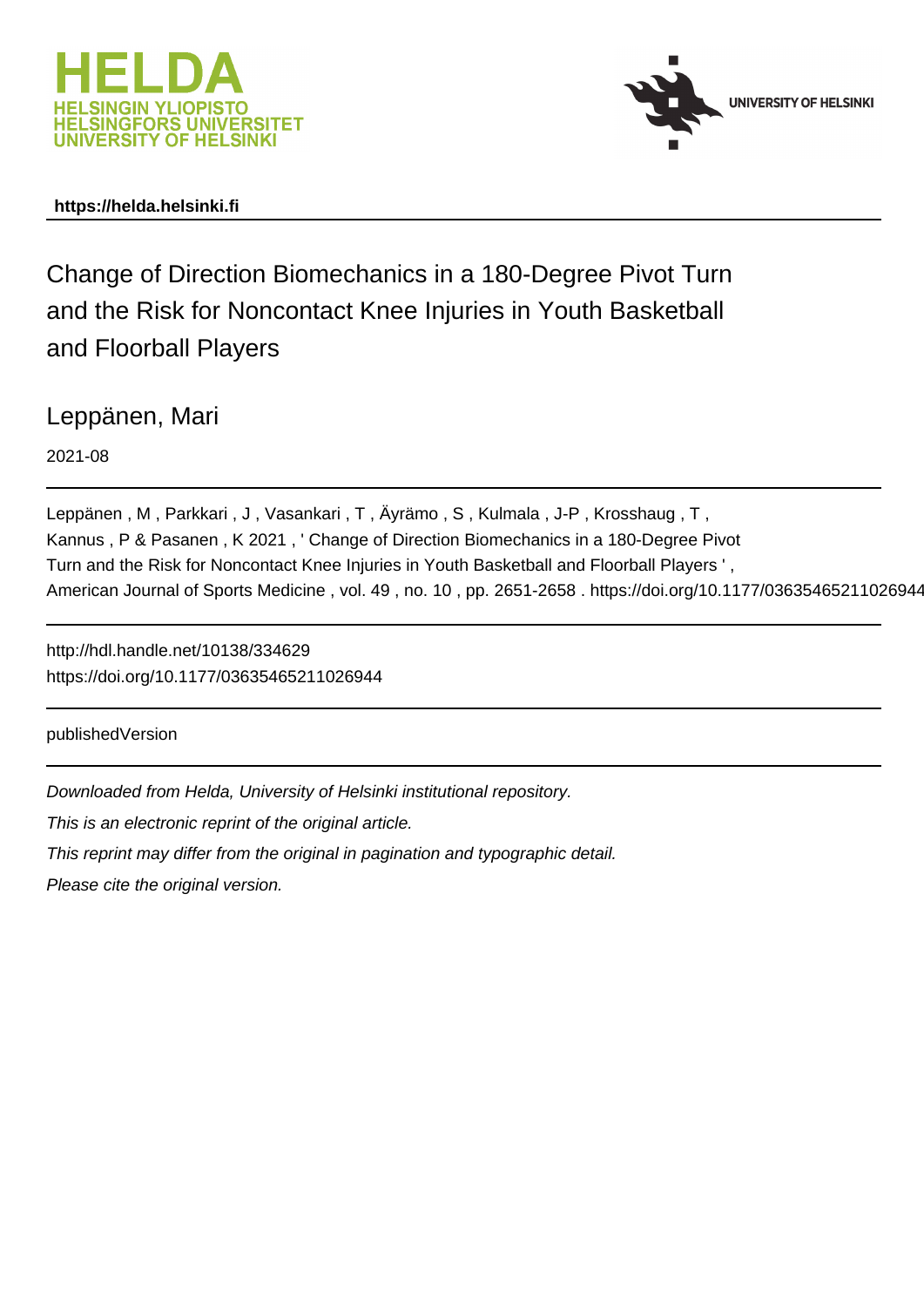HELDA
HELSINGIN YLIOPISTO
HELSINGFORS UNIVERSITET
UNIVERSITY OF HELSINKI

UNIVERSITY OF HELSINKI

**https://helda.helsinki.fi**

# Change of Direction Biomechanics in a 180-Degree Pivot Turn and the Risk for Noncontact Knee Injuries in Youth Basketball and Floorball Players

Leppänen, Mari

2021-08

Leppänen , M , Parkkari , J , Vasankari , T , Äyrämo , S , Kulmala , J-P , Krosshaug , T , Kannus , P & Pasanen , K 2021 , ' Change of Direction Biomechanics in a 180-Degree Pivot Turn and the Risk for Noncontact Knee Injuries in Youth Basketball and Floorball Players ' , American Journal of Sports Medicine , vol. 49 , no. 10 , pp. 2651-2658 . https://doi.org/10.1177/03635465211026944

http://hdl.handle.net/10138/334629
https://doi.org/10.1177/03635465211026944

publishedVersion

*Downloaded from Helda, University of Helsinki institutional repository.*

*This is an electronic reprint of the original article.*

*This reprint may differ from the original in pagination and typographic detail.*

*Please cite the original version.*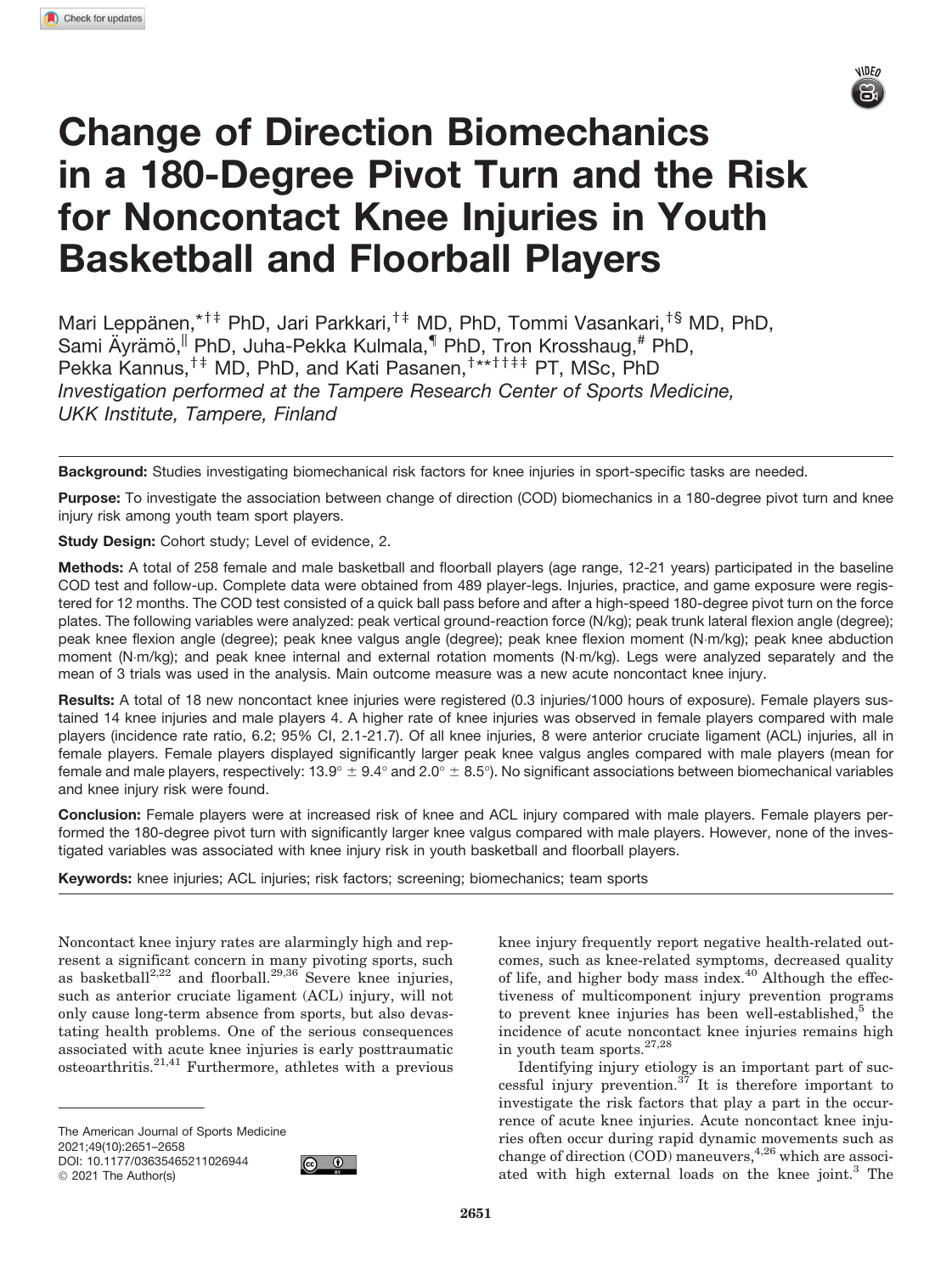# Change of Direction Biomechanics in a 180-Degree Pivot Turn and the Risk for Noncontact Knee Injuries in Youth Basketball and Floorball Players

Mari Leppänen,*†‡ PhD, Jari Parkkari,†‡ MD, PhD, Tommi Vasankari,†§ MD, PhD, Sami Äyrämö,|| PhD, Juha-Pekka Kulmala,¶ PhD, Tron Krosshaug,# PhD, Pekka Kannus,†‡ MD, PhD, and Kati Pasanen,†**††‡‡ PT, MSc, PhD

*Investigation performed at the Tampere Research Center of Sports Medicine, UKK Institute, Tampere, Finland*

**Background:** Studies investigating biomechanical risk factors for knee injuries in sport-specific tasks are needed.

**Purpose:** To investigate the association between change of direction (COD) biomechanics in a 180-degree pivot turn and knee injury risk among youth team sport players.

**Study Design:** Cohort study; Level of evidence, 2.

**Methods:** A total of 258 female and male basketball and floorball players (age range, 12-21 years) participated in the baseline COD test and follow-up. Complete data were obtained from 489 player-legs. Injuries, practice, and game exposure were registered for 12 months. The COD test consisted of a quick ball pass before and after a high-speed 180-degree pivot turn on the force plates. The following variables were analyzed: peak vertical ground-reaction force (N/kg); peak trunk lateral flexion angle (degree); peak knee flexion angle (degree); peak knee valgus angle (degree); peak knee flexion moment (N·m/kg); peak knee abduction moment (N·m/kg); and peak knee internal and external rotation moments (N·m/kg). Legs were analyzed separately and the mean of 3 trials was used in the analysis. Main outcome measure was a new acute noncontact knee injury.

**Results:** A total of 18 new noncontact knee injuries were registered (0.3 injuries/1000 hours of exposure). Female players sustained 14 knee injuries and male players 4. A higher rate of knee injuries was observed in female players compared with male players (incidence rate ratio, 6.2; 95% CI, 2.1-21.7). Of all knee injuries, 8 were anterior cruciate ligament (ACL) injuries, all in female players. Female players displayed significantly larger peak knee valgus angles compared with male players (mean for female and male players, respectively: 13.9° ± 9.4° and 2.0° ± 8.5°). No significant associations between biomechanical variables and knee injury risk were found.

**Conclusion:** Female players were at increased risk of knee and ACL injury compared with male players. Female players performed the 180-degree pivot turn with significantly larger knee valgus compared with male players. However, none of the investigated variables was associated with knee injury risk in youth basketball and floorball players.

**Keywords:** knee injuries; ACL injuries; risk factors; screening; biomechanics; team sports

Noncontact knee injury rates are alarmingly high and represent a significant concern in many pivoting sports, such as basketball[2,22] and floorball.[29,36] Severe knee injuries, such as anterior cruciate ligament (ACL) injury, will not only cause long-term absence from sports, but also devastating health problems. One of the serious consequences associated with acute knee injuries is early posttraumatic osteoarthritis.[21,41] Furthermore, athletes with a previous knee injury frequently report negative health-related outcomes, such as knee-related symptoms, decreased quality of life, and higher body mass index.[40] Although the effectiveness of multicomponent injury prevention programs to prevent knee injuries has been well-established,[5] the incidence of acute noncontact knee injuries remains high in youth team sports.[27,28]

Identifying injury etiology is an important part of successful injury prevention.[37] It is therefore important to investigate the risk factors that play a part in the occurrence of acute knee injuries. Acute noncontact knee injuries often occur during rapid dynamic movements such as change of direction (COD) maneuvers,[4,26] which are associated with high external loads on the knee joint.[3] The

The American Journal of Sports Medicine
2021;49(10):2651–2658
DOI: 10.1177/03635465211026944
© 2021 The Author(s)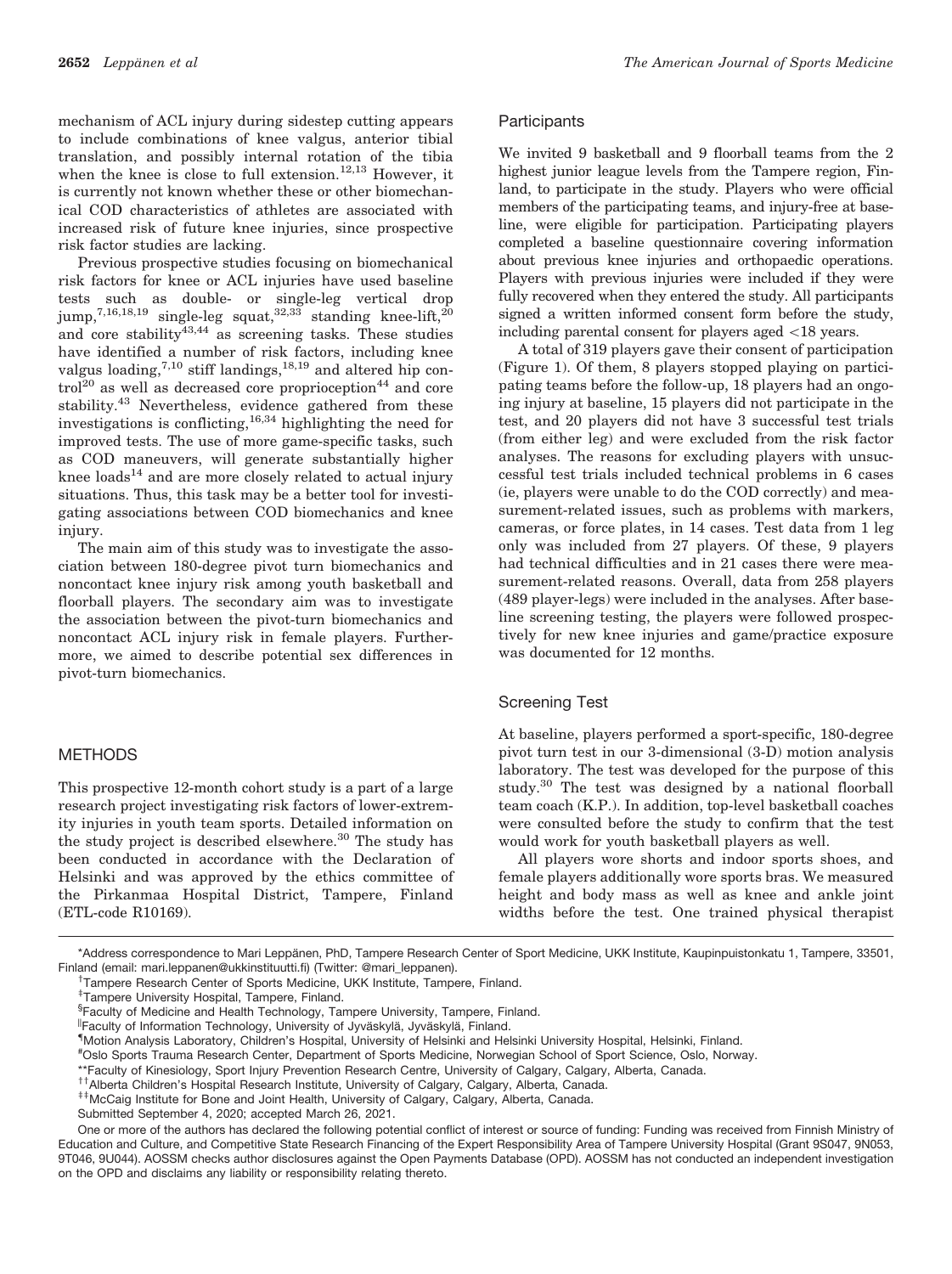mechanism of ACL injury during sidestep cutting appears to include combinations of knee valgus, anterior tibial translation, and possibly internal rotation of the tibia when the knee is close to full extension.[12,13] However, it is currently not known whether these or other biomechanical COD characteristics of athletes are associated with increased risk of future knee injuries, since prospective risk factor studies are lacking.

Previous prospective studies focusing on biomechanical risk factors for knee or ACL injuries have used baseline tests such as double- or single-leg vertical drop jump,[7,16,18,19] single-leg squat,[32,33] standing knee-lift,[20] and core stability[43,44] as screening tasks. These studies have identified a number of risk factors, including knee valgus loading,[7,10] stiff landings,[18,19] and altered hip control[20] as well as decreased core proprioception[44] and core stability.[43] Nevertheless, evidence gathered from these investigations is conflicting,[16,34] highlighting the need for improved tests. The use of more game-specific tasks, such as COD maneuvers, will generate substantially higher knee loads[14] and are more closely related to actual injury situations. Thus, this task may be a better tool for investigating associations between COD biomechanics and knee injury.

The main aim of this study was to investigate the association between 180-degree pivot turn biomechanics and noncontact knee injury risk among youth basketball and floorball players. The secondary aim was to investigate the association between the pivot-turn biomechanics and noncontact ACL injury risk in female players. Furthermore, we aimed to describe potential sex differences in pivot-turn biomechanics.

## METHODS

This prospective 12-month cohort study is a part of a large research project investigating risk factors of lower-extremity injuries in youth team sports. Detailed information on the study project is described elsewhere.[30] The study has been conducted in accordance with the Declaration of Helsinki and was approved by the ethics committee of the Pirkanmaa Hospital District, Tampere, Finland (ETL-code R10169).

### Participants

We invited 9 basketball and 9 floorball teams from the 2 highest junior league levels from the Tampere region, Finland, to participate in the study. Players who were official members of the participating teams, and injury-free at baseline, were eligible for participation. Participating players completed a baseline questionnaire covering information about previous knee injuries and orthopaedic operations. Players with previous injuries were included if they were fully recovered when they entered the study. All participants signed a written informed consent form before the study, including parental consent for players aged <18 years.

A total of 319 players gave their consent of participation (Figure 1). Of them, 8 players stopped playing on participating teams before the follow-up, 18 players had an ongoing injury at baseline, 15 players did not participate in the test, and 20 players did not have 3 successful test trials (from either leg) and were excluded from the risk factor analyses. The reasons for excluding players with unsuccessful test trials included technical problems in 6 cases (ie, players were unable to do the COD correctly) and measurement-related issues, such as problems with markers, cameras, or force plates, in 14 cases. Test data from 1 leg only was included from 27 players. Of these, 9 players had technical difficulties and in 21 cases there were measurement-related reasons. Overall, data from 258 players (489 player-legs) were included in the analyses. After baseline screening testing, the players were followed prospectively for new knee injuries and game/practice exposure was documented for 12 months.

### Screening Test

At baseline, players performed a sport-specific, 180-degree pivot turn test in our 3-dimensional (3-D) motion analysis laboratory. The test was developed for the purpose of this study.[30] The test was designed by a national floorball team coach (K.P.). In addition, top-level basketball coaches were consulted before the study to confirm that the test would work for youth basketball players as well.

All players wore shorts and indoor sports shoes, and female players additionally wore sports bras. We measured height and body mass as well as knee and ankle joint widths before the test. One trained physical therapist

*Address correspondence to Mari Leppänen, PhD, Tampere Research Center of Sport Medicine, UKK Institute, Kaupinpuistonkatu 1, Tampere, 33501, Finland (email: mari.leppanen@ukkinstituutti.fi) (Twitter: @mari_leppanen).

†Tampere Research Center of Sports Medicine, UKK Institute, Tampere, Finland.

‡Tampere University Hospital, Tampere, Finland.

§Faculty of Medicine and Health Technology, Tampere University, Tampere, Finland.

‖Faculty of Information Technology, University of Jyväskylä, Jyväskylä, Finland.

¶Motion Analysis Laboratory, Children's Hospital, University of Helsinki and Helsinki University Hospital, Helsinki, Finland.

#Oslo Sports Trauma Research Center, Department of Sports Medicine, Norwegian School of Sport Science, Oslo, Norway.

**Faculty of Kinesiology, Sport Injury Prevention Research Centre, University of Calgary, Calgary, Alberta, Canada.

††Alberta Children's Hospital Research Institute, University of Calgary, Calgary, Alberta, Canada.

‡‡McCaig Institute for Bone and Joint Health, University of Calgary, Calgary, Alberta, Canada.

Submitted September 4, 2020; accepted March 26, 2021.

One or more of the authors has declared the following potential conflict of interest or source of funding: Funding was received from Finnish Ministry of Education and Culture, and Competitive State Research Financing of the Expert Responsibility Area of Tampere University Hospital (Grant 9S047, 9N053, 9T046, 9U044). AOSSM checks author disclosures against the Open Payments Database (OPD). AOSSM has not conducted an independent investigation on the OPD and disclaims any liability or responsibility relating thereto.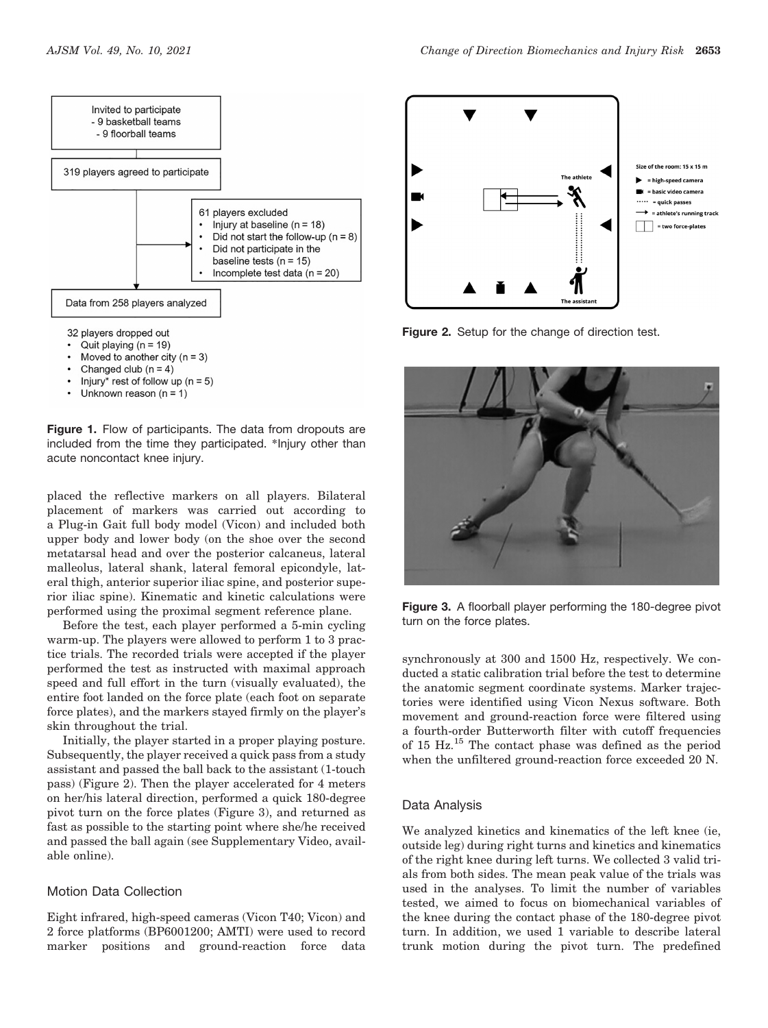Invited to participate
- 9 basketball teams
- 9 floorball teams

319 players agreed to participate

61 players excluded
- Injury at baseline (n = 18)
- Did not start the follow-up (n = 8)
- Did not participate in the baseline tests (n = 15)
- Incomplete test data (n = 20)

Data from 258 players analyzed

32 players dropped out
- Quit playing (n = 19)
- Moved to another city (n = 3)
- Changed club (n = 4)
- Injury* rest of follow up (n = 5)
- Unknown reason (n = 1)

**Figure 1.** Flow of participants. The data from dropouts are included from the time they participated. *Injury other than acute noncontact knee injury.

placed the reflective markers on all players. Bilateral placement of markers was carried out according to a Plug-in Gait full body model (Vicon) and included both upper body and lower body (on the shoe over the second metatarsal head and over the posterior calcaneus, lateral malleolus, lateral shank, lateral femoral epicondyle, lateral thigh, anterior superior iliac spine, and posterior superior iliac spine). Kinematic and kinetic calculations were performed using the proximal segment reference plane.

Before the test, each player performed a 5-min cycling warm-up. The players were allowed to perform 1 to 3 practice trials. The recorded trials were accepted if the player performed the test as instructed with maximal approach speed and full effort in the turn (visually evaluated), the entire foot landed on the force plate (each foot on separate force plates), and the markers stayed firmly on the player's skin throughout the trial.

Initially, the player started in a proper playing posture. Subsequently, the player received a quick pass from a study assistant and passed the ball back to the assistant (1-touch pass) (Figure 2). Then the player accelerated for 4 meters on her/his lateral direction, performed a quick 180-degree pivot turn on the force plates (Figure 3), and returned as fast as possible to the starting point where she/he received and passed the ball again (see Supplementary Video, available online).

## Motion Data Collection

Eight infrared, high-speed cameras (Vicon T40; Vicon) and 2 force platforms (BP6001200; AMTI) were used to record marker positions and ground-reaction force data

Size of the room: 15 x 15 m
- = high-speed camera
- = basic video camera
- = quick passes
- = athlete's running track
- = two force-plates

The athlete

The assistant

**Figure 2.** Setup for the change of direction test.

**Figure 3.** A floorball player performing the 180-degree pivot turn on the force plates.

synchronously at 300 and 1500 Hz, respectively. We conducted a static calibration trial before the test to determine the anatomic segment coordinate systems. Marker trajectories were identified using Vicon Nexus software. Both movement and ground-reaction force were filtered using a fourth-order Butterworth filter with cutoff frequencies of 15 Hz.[15] The contact phase was defined as the period when the unfiltered ground-reaction force exceeded 20 N.

## Data Analysis

We analyzed kinetics and kinematics of the left knee (ie, outside leg) during right turns and kinetics and kinematics of the right knee during left turns. We collected 3 valid trials from both sides. The mean peak value of the trials was used in the analyses. To limit the number of variables tested, we aimed to focus on biomechanical variables of the knee during the contact phase of the 180-degree pivot turn. In addition, we used 1 variable to describe lateral trunk motion during the pivot turn. The predefined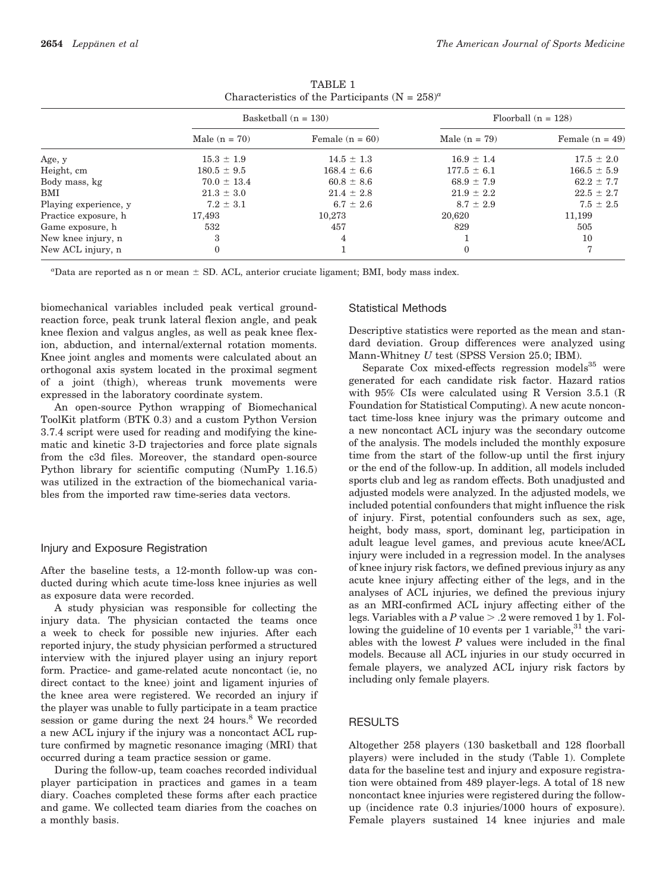TABLE 1
Characteristics of the Participants (N = 258)[a]

| | Basketball (n = 130) | | Floorball (n = 128) | |
|---|---|---|---|---|
| | Male (n = 70) | Female (n = 60) | Male (n = 79) | Female (n = 49) |
| Age, y | 15.3 ± 1.9 | 14.5 ± 1.3 | 16.9 ± 1.4 | 17.5 ± 2.0 |
| Height, cm | 180.5 ± 9.5 | 168.4 ± 6.6 | 177.5 ± 6.1 | 166.5 ± 5.9 |
| Body mass, kg | 70.0 ± 13.4 | 60.8 ± 8.6 | 68.9 ± 7.9 | 62.2 ± 7.7 |
| BMI | 21.3 ± 3.0 | 21.4 ± 2.8 | 21.9 ± 2.2 | 22.5 ± 2.7 |
| Playing experience, y | 7.2 ± 3.1 | 6.7 ± 2.6 | 8.7 ± 2.9 | 7.5 ± 2.5 |
| Practice exposure, h | 17,493 | 10,273 | 20,620 | 11,199 |
| Game exposure, h | 532 | 457 | 829 | 505 |
| New knee injury, n | 3 | 4 | 1 | 10 |
| New ACL injury, n | 0 | 1 | 0 | 7 |

[a]Data are reported as n or mean ± SD. ACL, anterior cruciate ligament; BMI, body mass index.

biomechanical variables included peak vertical ground-reaction force, peak trunk lateral flexion angle, and peak knee flexion and valgus angles, as well as peak knee flexion, abduction, and internal/external rotation moments. Knee joint angles and moments were calculated about an orthogonal axis system located in the proximal segment of a joint (thigh), whereas trunk movements were expressed in the laboratory coordinate system.

An open-source Python wrapping of Biomechanical ToolKit platform (BTK 0.3) and a custom Python Version 3.7.4 script were used for reading and modifying the kinematic and kinetic 3-D trajectories and force plate signals from the c3d files. Moreover, the standard open-source Python library for scientific computing (NumPy 1.16.5) was utilized in the extraction of the biomechanical variables from the imported raw time-series data vectors.

## Injury and Exposure Registration

After the baseline tests, a 12-month follow-up was conducted during which acute time-loss knee injuries as well as exposure data were recorded.

A study physician was responsible for collecting the injury data. The physician contacted the teams once a week to check for possible new injuries. After each reported injury, the study physician performed a structured interview with the injured player using an injury report form. Practice- and game-related acute noncontact (ie, no direct contact to the knee) joint and ligament injuries of the knee area were registered. We recorded an injury if the player was unable to fully participate in a team practice session or game during the next 24 hours.[8] We recorded a new ACL injury if the injury was a noncontact ACL rupture confirmed by magnetic resonance imaging (MRI) that occurred during a team practice session or game.

During the follow-up, team coaches recorded individual player participation in practices and games in a team diary. Coaches completed these forms after each practice and game. We collected team diaries from the coaches on a monthly basis.

## Statistical Methods

Descriptive statistics were reported as the mean and standard deviation. Group differences were analyzed using Mann-Whitney $U$ test (SPSS Version 25.0; IBM).

Separate Cox mixed-effects regression models[35] were generated for each candidate risk factor. Hazard ratios with 95% CIs were calculated using R Version 3.5.1 (R Foundation for Statistical Computing). A new acute noncontact time-loss knee injury was the primary outcome and a new noncontact ACL injury was the secondary outcome of the analysis. The models included the monthly exposure time from the start of the follow-up until the first injury or the end of the follow-up. In addition, all models included sports club and leg as random effects. Both unadjusted and adjusted models were analyzed. In the adjusted models, we included potential confounders that might influence the risk of injury. First, potential confounders such as sex, age, height, body mass, sport, dominant leg, participation in adult league level games, and previous acute knee/ACL injury were included in a regression model. In the analyses of knee injury risk factors, we defined previous injury as any acute knee injury affecting either of the legs, and in the analyses of ACL injuries, we defined the previous injury as an MRI-confirmed ACL injury affecting either of the legs. Variables with a $P$ value $> .2$ were removed 1 by 1. Following the guideline of 10 events per 1 variable,[31] the variables with the lowest $P$ values were included in the final models. Because all ACL injuries in our study occurred in female players, we analyzed ACL injury risk factors by including only female players.

## RESULTS

Altogether 258 players (130 basketball and 128 floorball players) were included in the study (Table 1). Complete data for the baseline test and injury and exposure registration were obtained from 489 player-legs. A total of 18 new noncontact knee injuries were registered during the follow-up (incidence rate 0.3 injuries/1000 hours of exposure). Female players sustained 14 knee injuries and male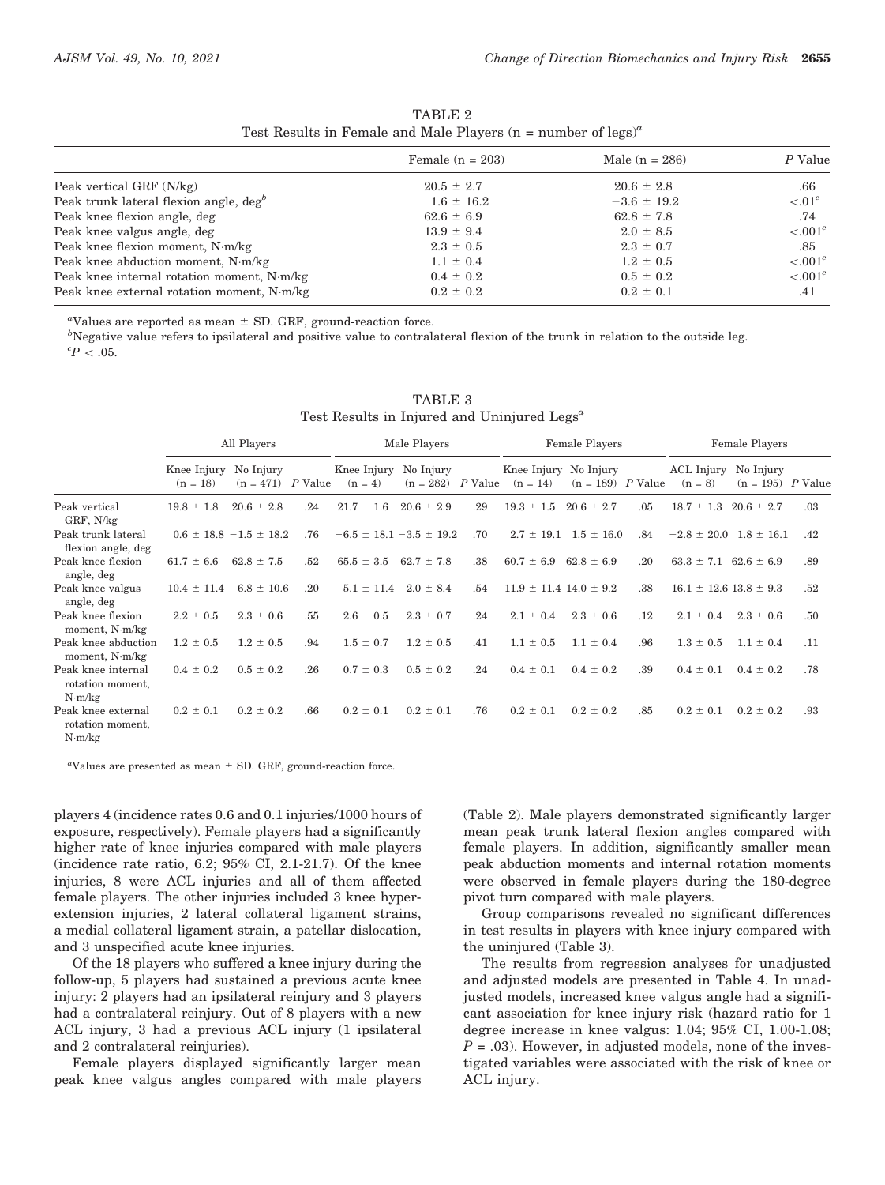TABLE 2
Test Results in Female and Male Players (n = number of legs)[a]

| | Female (n = 203) | Male (n = 286) | $P$ Value |
|---|---|---|---|
| Peak vertical GRF (N/kg) | 20.5 ± 2.7 | 20.6 ± 2.8 | .66 |
| Peak trunk lateral flexion angle, deg[b] | 1.6 ± 16.2 | −3.6 ± 19.2 | <.01[c] |
| Peak knee flexion angle, deg | 62.6 ± 6.9 | 62.8 ± 7.8 | .74 |
| Peak knee valgus angle, deg | 13.9 ± 9.4 | 2.0 ± 8.5 | <.001[c] |
| Peak knee flexion moment, N·m/kg | 2.3 ± 0.5 | 2.3 ± 0.7 | .85 |
| Peak knee abduction moment, N·m/kg | 1.1 ± 0.4 | 1.2 ± 0.5 | <.001[c] |
| Peak knee internal rotation moment, N·m/kg | 0.4 ± 0.2 | 0.5 ± 0.2 | <.001[c] |
| Peak knee external rotation moment, N·m/kg | 0.2 ± 0.2 | 0.2 ± 0.1 | .41 |

[a]Values are reported as mean ± SD. GRF, ground-reaction force.
[b]Negative value refers to ipsilateral and positive value to contralateral flexion of the trunk in relation to the outside leg.
[c]$P < .05$.

TABLE 3
Test Results in Injured and Uninjured Legs[a]

| | All Players | | | Male Players | | | Female Players | | | Female Players | | |
|---|---|---|---|---|---|---|---|---|---|---|---|---|
| | Knee Injury (n = 18) | No Injury (n = 471) | $P$ Value | Knee Injury (n = 4) | No Injury (n = 282) | $P$ Value | Knee Injury (n = 14) | No Injury (n = 189) | $P$ Value | ACL Injury (n = 8) | No Injury (n = 195) | $P$ Value |
| Peak vertical GRF, N/kg | 19.8 ± 1.8 | 20.6 ± 2.8 | .24 | 21.7 ± 1.6 | 20.6 ± 2.9 | .29 | 19.3 ± 1.5 | 20.6 ± 2.7 | .05 | 18.7 ± 1.3 | 20.6 ± 2.7 | .03 |
| Peak trunk lateral flexion angle, deg | 0.6 ± 18.8 | −1.5 ± 18.2 | .76 | −6.5 ± 18.1 | −3.5 ± 19.2 | .70 | 2.7 ± 19.1 | 1.5 ± 16.0 | .84 | −2.8 ± 20.0 | 1.8 ± 16.1 | .42 |
| Peak knee flexion angle, deg | 61.7 ± 6.6 | 62.8 ± 7.5 | .52 | 65.5 ± 3.5 | 62.7 ± 7.8 | .38 | 60.7 ± 6.9 | 62.8 ± 6.9 | .20 | 63.3 ± 7.1 | 62.6 ± 6.9 | .89 |
| Peak knee valgus angle, deg | 10.4 ± 11.4 | 6.8 ± 10.6 | .20 | 5.1 ± 11.4 | 2.0 ± 8.4 | .54 | 11.9 ± 11.4 | 14.0 ± 9.2 | .38 | 16.1 ± 12.6 | 13.8 ± 9.3 | .52 |
| Peak knee flexion moment, N·m/kg | 2.2 ± 0.5 | 2.3 ± 0.6 | .55 | 2.6 ± 0.5 | 2.3 ± 0.7 | .24 | 2.1 ± 0.4 | 2.3 ± 0.6 | .12 | 2.1 ± 0.4 | 2.3 ± 0.6 | .50 |
| Peak knee abduction moment, N·m/kg | 1.2 ± 0.5 | 1.2 ± 0.5 | .94 | 1.5 ± 0.7 | 1.2 ± 0.5 | .41 | 1.1 ± 0.5 | 1.1 ± 0.4 | .96 | 1.3 ± 0.5 | 1.1 ± 0.4 | .11 |
| Peak knee internal rotation moment, N·m/kg | 0.4 ± 0.2 | 0.5 ± 0.2 | .26 | 0.7 ± 0.3 | 0.5 ± 0.2 | .24 | 0.4 ± 0.1 | 0.4 ± 0.2 | .39 | 0.4 ± 0.1 | 0.4 ± 0.2 | .78 |
| Peak knee external rotation moment, N·m/kg | 0.2 ± 0.1 | 0.2 ± 0.2 | .66 | 0.2 ± 0.1 | 0.2 ± 0.1 | .76 | 0.2 ± 0.1 | 0.2 ± 0.2 | .85 | 0.2 ± 0.1 | 0.2 ± 0.2 | .93 |

[a]Values are presented as mean ± SD. GRF, ground-reaction force.

players 4 (incidence rates 0.6 and 0.1 injuries/1000 hours of exposure, respectively). Female players had a significantly higher rate of knee injuries compared with male players (incidence rate ratio, 6.2; 95% CI, 2.1-21.7). Of the knee injuries, 8 were ACL injuries and all of them affected female players. The other injuries included 3 knee hyperextension injuries, 2 lateral collateral ligament strains, a medial collateral ligament strain, a patellar dislocation, and 3 unspecified acute knee injuries.

Of the 18 players who suffered a knee injury during the follow-up, 5 players had sustained a previous acute knee injury: 2 players had an ipsilateral reinjury and 3 players had a contralateral reinjury. Out of 8 players with a new ACL injury, 3 had a previous ACL injury (1 ipsilateral and 2 contralateral reinjuries).

Female players displayed significantly larger mean peak knee valgus angles compared with male players (Table 2). Male players demonstrated significantly larger mean peak trunk lateral flexion angles compared with female players. In addition, significantly smaller mean peak abduction moments and internal rotation moments were observed in female players during the 180-degree pivot turn compared with male players.

Group comparisons revealed no significant differences in test results in players with knee injury compared with the uninjured (Table 3).

The results from regression analyses for unadjusted and adjusted models are presented in Table 4. In unadjusted models, increased knee valgus angle had a significant association for knee injury risk (hazard ratio for 1 degree increase in knee valgus: 1.04; 95% CI, 1.00-1.08; $P = .03$). However, in adjusted models, none of the investigated variables were associated with the risk of knee or ACL injury.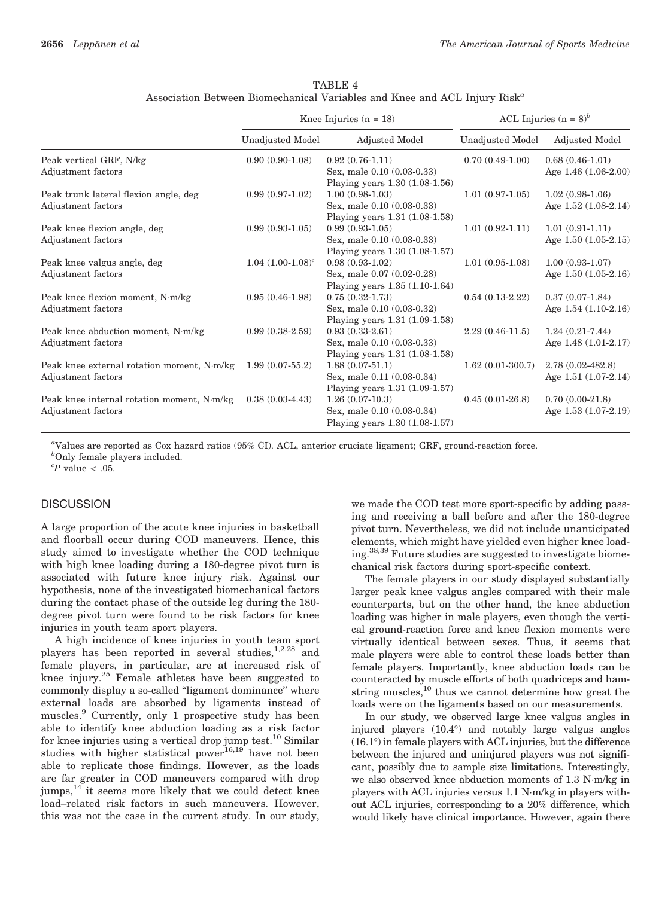TABLE 4
Association Between Biomechanical Variables and Knee and ACL Injury Risk[a]

| | Knee Injuries (n = 18) | | ACL Injuries (n = 8)[b] | |
|---|---|---|---|---|
| | Unadjusted Model | Adjusted Model | Unadjusted Model | Adjusted Model |
| Peak vertical GRF, N/kg | 0.90 (0.90-1.08) | 0.92 (0.76-1.11) | 0.70 (0.49-1.00) | 0.68 (0.46-1.01) |
| Adjustment factors | | Sex, male 0.10 (0.03-0.33)<br>Playing years 1.30 (1.08-1.56) | | Age 1.46 (1.06-2.00) |
| Peak trunk lateral flexion angle, deg | 0.99 (0.97-1.02) | 1.00 (0.98-1.03) | 1.01 (0.97-1.05) | 1.02 (0.98-1.06) |
| Adjustment factors | | Sex, male 0.10 (0.03-0.33)<br>Playing years 1.31 (1.08-1.58) | | Age 1.52 (1.08-2.14) |
| Peak knee flexion angle, deg | 0.99 (0.93-1.05) | 0.99 (0.93-1.05) | 1.01 (0.92-1.11) | 1.01 (0.91-1.11) |
| Adjustment factors | | Sex, male 0.10 (0.03-0.33)<br>Playing years 1.30 (1.08-1.57) | | Age 1.50 (1.05-2.15) |
| Peak knee valgus angle, deg | 1.04 (1.00-1.08)[c] | 0.98 (0.93-1.02) | 1.01 (0.95-1.08) | 1.00 (0.93-1.07) |
| Adjustment factors | | Sex, male 0.07 (0.02-0.28)<br>Playing years 1.35 (1.10-1.64) | | Age 1.50 (1.05-2.16) |
| Peak knee flexion moment, N·m/kg | 0.95 (0.46-1.98) | 0.75 (0.32-1.73) | 0.54 (0.13-2.22) | 0.37 (0.07-1.84) |
| Adjustment factors | | Sex, male 0.10 (0.03-0.32)<br>Playing years 1.31 (1.09-1.58) | | Age 1.54 (1.10-2.16) |
| Peak knee abduction moment, N·m/kg | 0.99 (0.38-2.59) | 0.93 (0.33-2.61) | 2.29 (0.46-11.5) | 1.24 (0.21-7.44) |
| Adjustment factors | | Sex, male 0.10 (0.03-0.33)<br>Playing years 1.31 (1.08-1.58) | | Age 1.48 (1.01-2.17) |
| Peak knee external rotation moment, N·m/kg | 1.99 (0.07-55.2) | 1.88 (0.07-51.1) | 1.62 (0.01-300.7) | 2.78 (0.02-482.8) |
| Adjustment factors | | Sex, male 0.11 (0.03-0.34)<br>Playing years 1.31 (1.09-1.57) | | Age 1.51 (1.07-2.14) |
| Peak knee internal rotation moment, N·m/kg | 0.38 (0.03-4.43) | 1.26 (0.07-10.3) | 0.45 (0.01-26.8) | 0.70 (0.00-21.8) |
| Adjustment factors | | Sex, male 0.10 (0.03-0.34)<br>Playing years 1.30 (1.08-1.57) | | Age 1.53 (1.07-2.19) |

[a]Values are reported as Cox hazard ratios (95% CI). ACL, anterior cruciate ligament; GRF, ground-reaction force.
[b]Only female players included.
[c]$P$ value $< .05$.

## DISCUSSION

A large proportion of the acute knee injuries in basketball and floorball occur during COD maneuvers. Hence, this study aimed to investigate whether the COD technique with high knee loading during a 180-degree pivot turn is associated with future knee injury risk. Against our hypothesis, none of the investigated biomechanical factors during the contact phase of the outside leg during the 180-degree pivot turn were found to be risk factors for knee injuries in youth team sport players.

A high incidence of knee injuries in youth team sport players has been reported in several studies,[1,2,28] and female players, in particular, are at increased risk of knee injury.[25] Female athletes have been suggested to commonly display a so-called "ligament dominance" where external loads are absorbed by ligaments instead of muscles.[9] Currently, only 1 prospective study has been able to identify knee abduction loading as a risk factor for knee injuries using a vertical drop jump test.[10] Similar studies with higher statistical power[16,19] have not been able to replicate those findings. However, as the loads are far greater in COD maneuvers compared with drop jumps,[14] it seems more likely that we could detect knee load–related risk factors in such maneuvers. However, this was not the case in the current study. In our study, we made the COD test more sport-specific by adding passing and receiving a ball before and after the 180-degree pivot turn. Nevertheless, we did not include unanticipated elements, which might have yielded even higher knee loading.[38,39] Future studies are suggested to investigate biomechanical risk factors during sport-specific context.

The female players in our study displayed substantially larger peak knee valgus angles compared with their male counterparts, but on the other hand, the knee abduction loading was higher in male players, even though the vertical ground-reaction force and knee flexion moments were virtually identical between sexes. Thus, it seems that male players were able to control these loads better than female players. Importantly, knee abduction loads can be counteracted by muscle efforts of both quadriceps and hamstring muscles,[10] thus we cannot determine how great the loads were on the ligaments based on our measurements.

In our study, we observed large knee valgus angles in injured players (10.4°) and notably large valgus angles (16.1°) in female players with ACL injuries, but the difference between the injured and uninjured players was not significant, possibly due to sample size limitations. Interestingly, we also observed knee abduction moments of 1.3 N·m/kg in players with ACL injuries versus 1.1 N·m/kg in players without ACL injuries, corresponding to a 20% difference, which would likely have clinical importance. However, again there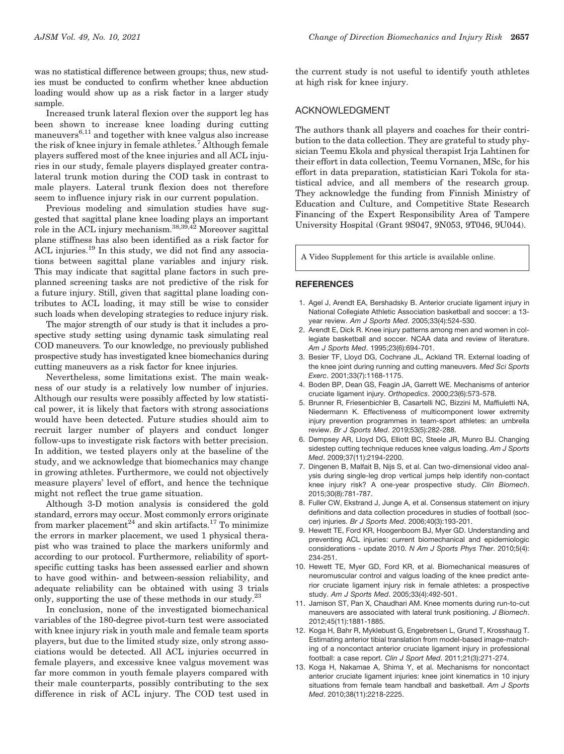was no statistical difference between groups; thus, new studies must be conducted to confirm whether knee abduction loading would show up as a risk factor in a larger study sample.

Increased trunk lateral flexion over the support leg has been shown to increase knee loading during cutting maneuvers[6,11] and together with knee valgus also increase the risk of knee injury in female athletes.[7] Although female players suffered most of the knee injuries and all ACL injuries in our study, female players displayed greater contralateral trunk motion during the COD task in contrast to male players. Lateral trunk flexion does not therefore seem to influence injury risk in our current population.

Previous modeling and simulation studies have suggested that sagittal plane knee loading plays an important role in the ACL injury mechanism.[38,39,42] Moreover sagittal plane stiffness has also been identified as a risk factor for ACL injuries.[19] In this study, we did not find any associations between sagittal plane variables and injury risk. This may indicate that sagittal plane factors in such preplanned screening tasks are not predictive of the risk for a future injury. Still, given that sagittal plane loading contributes to ACL loading, it may still be wise to consider such loads when developing strategies to reduce injury risk.

The major strength of our study is that it includes a prospective study setting using dynamic task simulating real COD maneuvers. To our knowledge, no previously published prospective study has investigated knee biomechanics during cutting maneuvers as a risk factor for knee injuries.

Nevertheless, some limitations exist. The main weakness of our study is a relatively low number of injuries. Although our results were possibly affected by low statistical power, it is likely that factors with strong associations would have been detected. Future studies should aim to recruit larger number of players and conduct longer follow-ups to investigate risk factors with better precision. In addition, we tested players only at the baseline of the study, and we acknowledge that biomechanics may change in growing athletes. Furthermore, we could not objectively measure players' level of effort, and hence the technique might not reflect the true game situation.

Although 3-D motion analysis is considered the gold standard, errors may occur. Most commonly errors originate from marker placement[24] and skin artifacts.[17] To minimize the errors in marker placement, we used 1 physical therapist who was trained to place the markers uniformly and according to our protocol. Furthermore, reliability of sport-specific cutting tasks has been assessed earlier and shown to have good within- and between-session reliability, and adequate reliability can be obtained with using 3 trials only, supporting the use of these methods in our study.[23]

In conclusion, none of the investigated biomechanical variables of the 180-degree pivot-turn test were associated with knee injury risk in youth male and female team sports players, but due to the limited study size, only strong associations would be detected. All ACL injuries occurred in female players, and excessive knee valgus movement was far more common in youth female players compared with their male counterparts, possibly contributing to the sex difference in risk of ACL injury. The COD test used in the current study is not useful to identify youth athletes at high risk for knee injury.

## ACKNOWLEDGMENT

The authors thank all players and coaches for their contribution to the data collection. They are grateful to study physician Teemu Ekola and physical therapist Irja Lahtinen for their effort in data collection, Teemu Vornanen, MSc, for his effort in data preparation, statistician Kari Tokola for statistical advice, and all members of the research group. They acknowledge the funding from Finnish Ministry of Education and Culture, and Competitive State Research Financing of the Expert Responsibility Area of Tampere University Hospital (Grant 9S047, 9N053, 9T046, 9U044).

A Video Supplement for this article is available online.

## REFERENCES

1. Agel J, Arendt EA, Bershadsky B. Anterior cruciate ligament injury in National Collegiate Athletic Association basketball and soccer: a 13-year review. *Am J Sports Med*. 2005;33(4):524-530.
2. Arendt E, Dick R. Knee injury patterns among men and women in collegiate basketball and soccer. NCAA data and review of literature. *Am J Sports Med*. 1995;23(6):694-701.
3. Besier TF, Lloyd DG, Cochrane JL, Ackland TR. External loading of the knee joint during running and cutting maneuvers. *Med Sci Sports Exerc*. 2001;33(7):1168-1175.
4. Boden BP, Dean GS, Feagin JA, Garrett WE. Mechanisms of anterior cruciate ligament injury. *Orthopedics*. 2000;23(6):573-578.
5. Brunner R, Friesenbichler B, Casartelli NC, Bizzini M, Maffiuletti NA, Niedermann K. Effectiveness of multicomponent lower extremity injury prevention programmes in team-sport athletes: an umbrella review. *Br J Sports Med*. 2019;53(5):282-288.
6. Dempsey AR, Lloyd DG, Elliott BC, Steele JR, Munro BJ. Changing sidestep cutting technique reduces knee valgus loading. *Am J Sports Med*. 2009;37(11):2194-2200.
7. Dingenen B, Malfait B, Nijs S, et al. Can two-dimensional video analysis during single-leg drop vertical jumps help identify non-contact knee injury risk? A one-year prospective study. *Clin Biomech*. 2015;30(8):781-787.
8. Fuller CW, Ekstrand J, Junge A, et al. Consensus statement on injury definitions and data collection procedures in studies of football (soccer) injuries. *Br J Sports Med*. 2006;40(3):193-201.
9. Hewett TE, Ford KR, Hoogenboom BJ, Myer GD. Understanding and preventing ACL injuries: current biomechanical and epidemiologic considerations - update 2010. *N Am J Sports Phys Ther*. 2010;5(4):234-251.
10. Hewett TE, Myer GD, Ford KR, et al. Biomechanical measures of neuromuscular control and valgus loading of the knee predict anterior cruciate ligament injury risk in female athletes: a prospective study. *Am J Sports Med*. 2005;33(4):492-501.
11. Jamison ST, Pan X, Chaudhari AM. Knee moments during run-to-cut maneuvers are associated with lateral trunk positioning. *J Biomech*. 2012;45(11):1881-1885.
12. Koga H, Bahr R, Myklebust G, Engebretsen L, Grund T, Krosshaug T. Estimating anterior tibial translation from model-based image-matching of a noncontact anterior cruciate ligament injury in professional football: a case report. *Clin J Sport Med*. 2011;21(3):271-274.
13. Koga H, Nakamae A, Shima Y, et al. Mechanisms for noncontact anterior cruciate ligament injuries: knee joint kinematics in 10 injury situations from female team handball and basketball. *Am J Sports Med*. 2010;38(11):2218-2225.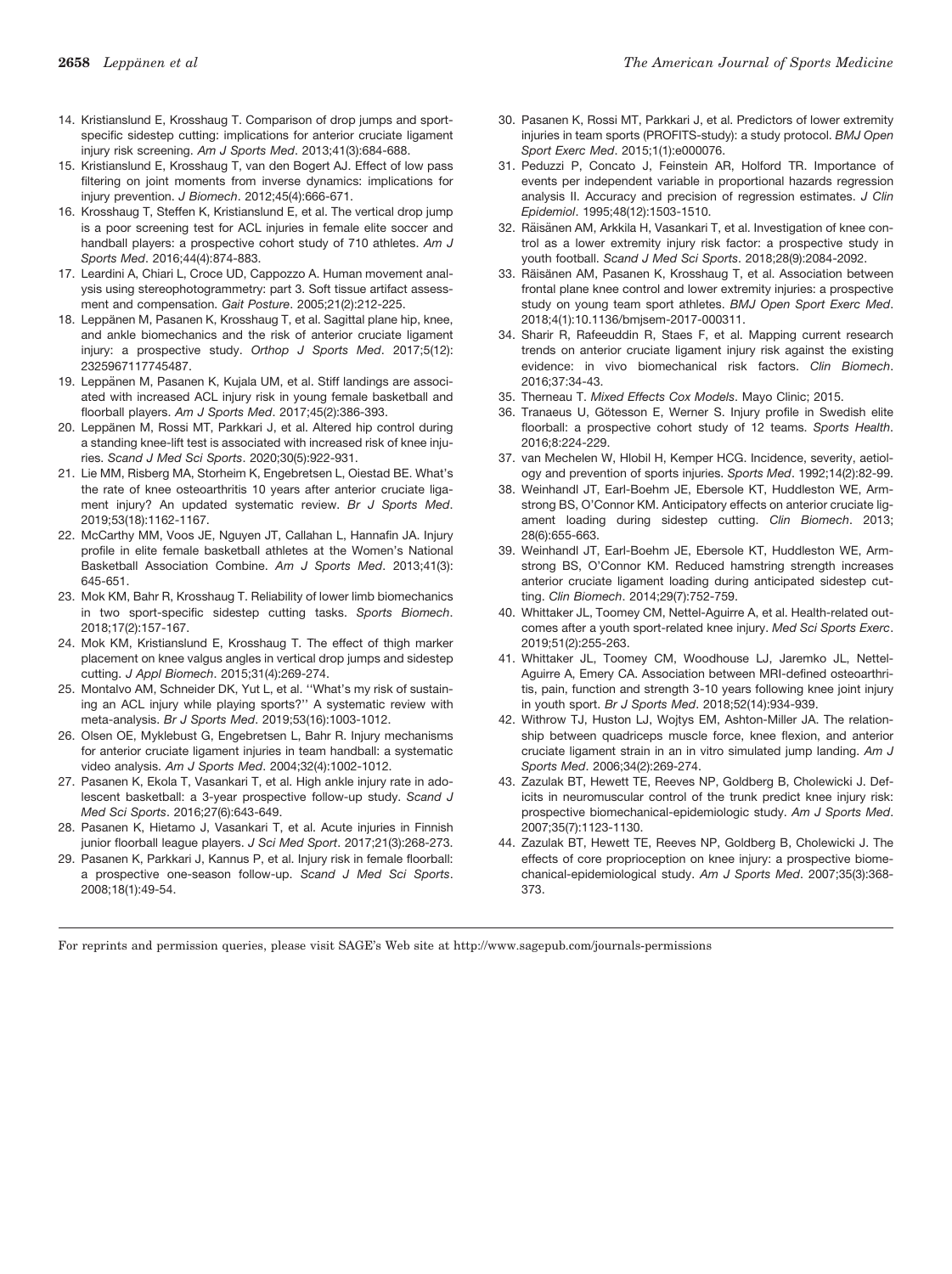14. Kristianslund E, Krosshaug T. Comparison of drop jumps and sport-specific sidestep cutting: implications for anterior cruciate ligament injury risk screening. *Am J Sports Med*. 2013;41(3):684-688.
15. Kristianslund E, Krosshaug T, van den Bogert AJ. Effect of low pass filtering on joint moments from inverse dynamics: implications for injury prevention. *J Biomech*. 2012;45(4):666-671.
16. Krosshaug T, Steffen K, Kristianslund E, et al. The vertical drop jump is a poor screening test for ACL injuries in female elite soccer and handball players: a prospective cohort study of 710 athletes. *Am J Sports Med*. 2016;44(4):874-883.
17. Leardini A, Chiari L, Croce UD, Cappozzo A. Human movement analysis using stereophotogrammetry: part 3. Soft tissue artifact assessment and compensation. *Gait Posture*. 2005;21(2):212-225.
18. Leppänen M, Pasanen K, Krosshaug T, et al. Sagittal plane hip, knee, and ankle biomechanics and the risk of anterior cruciate ligament injury: a prospective study. *Orthop J Sports Med*. 2017;5(12): 2325967117745487.
19. Leppänen M, Pasanen K, Kujala UM, et al. Stiff landings are associated with increased ACL injury risk in young female basketball and floorball players. *Am J Sports Med*. 2017;45(2):386-393.
20. Leppänen M, Rossi MT, Parkkari J, et al. Altered hip control during a standing knee-lift test is associated with increased risk of knee injuries. *Scand J Med Sci Sports*. 2020;30(5):922-931.
21. Lie MM, Risberg MA, Storheim K, Engebretsen L, Oiestad BE. What's the rate of knee osteoarthritis 10 years after anterior cruciate ligament injury? An updated systematic review. *Br J Sports Med*. 2019;53(18):1162-1167.
22. McCarthy MM, Voos JE, Nguyen JT, Callahan L, Hannafin JA. Injury profile in elite female basketball athletes at the Women's National Basketball Association Combine. *Am J Sports Med*. 2013;41(3): 645-651.
23. Mok KM, Bahr R, Krosshaug T. Reliability of lower limb biomechanics in two sport-specific sidestep cutting tasks. *Sports Biomech*. 2018;17(2):157-167.
24. Mok KM, Kristianslund E, Krosshaug T. The effect of thigh marker placement on knee valgus angles in vertical drop jumps and sidestep cutting. *J Appl Biomech*. 2015;31(4):269-274.
25. Montalvo AM, Schneider DK, Yut L, et al. ''What's my risk of sustaining an ACL injury while playing sports?'' A systematic review with meta-analysis. *Br J Sports Med*. 2019;53(16):1003-1012.
26. Olsen OE, Myklebust G, Engebretsen L, Bahr R. Injury mechanisms for anterior cruciate ligament injuries in team handball: a systematic video analysis. *Am J Sports Med*. 2004;32(4):1002-1012.
27. Pasanen K, Ekola T, Vasankari T, et al. High ankle injury rate in adolescent basketball: a 3-year prospective follow-up study. *Scand J Med Sci Sports*. 2016;27(6):643-649.
28. Pasanen K, Hietamo J, Vasankari T, et al. Acute injuries in Finnish junior floorball league players. *J Sci Med Sport*. 2017;21(3):268-273.
29. Pasanen K, Parkkari J, Kannus P, et al. Injury risk in female floorball: a prospective one-season follow-up. *Scand J Med Sci Sports*. 2008;18(1):49-54.
30. Pasanen K, Rossi MT, Parkkari J, et al. Predictors of lower extremity injuries in team sports (PROFITS-study): a study protocol. *BMJ Open Sport Exerc Med*. 2015;1(1):e000076.
31. Peduzzi P, Concato J, Feinstein AR, Holford TR. Importance of events per independent variable in proportional hazards regression analysis II. Accuracy and precision of regression estimates. *J Clin Epidemiol*. 1995;48(12):1503-1510.
32. Räisänen AM, Arkkila H, Vasankari T, et al. Investigation of knee control as a lower extremity injury risk factor: a prospective study in youth football. *Scand J Med Sci Sports*. 2018;28(9):2084-2092.
33. Räisänen AM, Pasanen K, Krosshaug T, et al. Association between frontal plane knee control and lower extremity injuries: a prospective study on young team sport athletes. *BMJ Open Sport Exerc Med*. 2018;4(1):10.1136/bmjsem-2017-000311.
34. Sharir R, Rafeeuddin R, Staes F, et al. Mapping current research trends on anterior cruciate ligament injury risk against the existing evidence: in vivo biomechanical risk factors. *Clin Biomech*. 2016;37:34-43.
35. Therneau T. *Mixed Effects Cox Models*. Mayo Clinic; 2015.
36. Tranaeus U, Götesson E, Werner S. Injury profile in Swedish elite floorball: a prospective cohort study of 12 teams. *Sports Health*. 2016;8:224-229.
37. van Mechelen W, Hlobil H, Kemper HCG. Incidence, severity, aetiology and prevention of sports injuries. *Sports Med*. 1992;14(2):82-99.
38. Weinhandl JT, Earl-Boehm JE, Ebersole KT, Huddleston WE, Armstrong BS, O'Connor KM. Anticipatory effects on anterior cruciate ligament loading during sidestep cutting. *Clin Biomech*. 2013; 28(6):655-663.
39. Weinhandl JT, Earl-Boehm JE, Ebersole KT, Huddleston WE, Armstrong BS, O'Connor KM. Reduced hamstring strength increases anterior cruciate ligament loading during anticipated sidestep cutting. *Clin Biomech*. 2014;29(7):752-759.
40. Whittaker JL, Toomey CM, Nettel-Aguirre A, et al. Health-related outcomes after a youth sport-related knee injury. *Med Sci Sports Exerc*. 2019;51(2):255-263.
41. Whittaker JL, Toomey CM, Woodhouse LJ, Jaremko JL, Nettel-Aguirre A, Emery CA. Association between MRI-defined osteoarthritis, pain, function and strength 3-10 years following knee joint injury in youth sport. *Br J Sports Med*. 2018;52(14):934-939.
42. Withrow TJ, Huston LJ, Wojtys EM, Ashton-Miller JA. The relationship between quadriceps muscle force, knee flexion, and anterior cruciate ligament strain in an in vitro simulated jump landing. *Am J Sports Med*. 2006;34(2):269-274.
43. Zazulak BT, Hewett TE, Reeves NP, Goldberg B, Cholewicki J. Deficits in neuromuscular control of the trunk predict knee injury risk: prospective biomechanical-epidemiologic study. *Am J Sports Med*. 2007;35(7):1123-1130.
44. Zazulak BT, Hewett TE, Reeves NP, Goldberg B, Cholewicki J. The effects of core proprioception on knee injury: a prospective biomechanical-epidemiological study. *Am J Sports Med*. 2007;35(3):368-373.

For reprints and permission queries, please visit SAGE's Web site at http://www.sagepub.com/journals-permissions